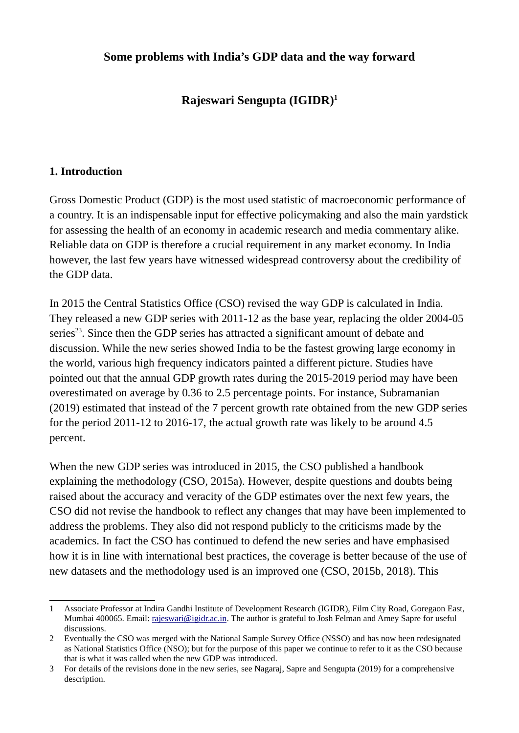# Some problems with India's GDP data and the way forward

**Rajeswari Sengupta (IGIDR)[1]**

## 1. Introduction

Gross Domestic Product (GDP) is the most used statistic of macroeconomic performance of a country. It is an indispensable input for effective policymaking and also the main yardstick for assessing the health of an economy in academic research and media commentary alike. Reliable data on GDP is therefore a crucial requirement in any market economy. In India however, the last few years have witnessed widespread controversy about the credibility of the GDP data.

In 2015 the Central Statistics Office (CSO) revised the way GDP is calculated in India. They released a new GDP series with 2011-12 as the base year, replacing the older 2004-05 series[2][3]. Since then the GDP series has attracted a significant amount of debate and discussion. While the new series showed India to be the fastest growing large economy in the world, various high frequency indicators painted a different picture. Studies have pointed out that the annual GDP growth rates during the 2015-2019 period may have been overestimated on average by 0.36 to 2.5 percentage points. For instance, Subramanian (2019) estimated that instead of the 7 percent growth rate obtained from the new GDP series for the period 2011-12 to 2016-17, the actual growth rate was likely to be around 4.5 percent.

When the new GDP series was introduced in 2015, the CSO published a handbook explaining the methodology (CSO, 2015a). However, despite questions and doubts being raised about the accuracy and veracity of the GDP estimates over the next few years, the CSO did not revise the handbook to reflect any changes that may have been implemented to address the problems. They also did not respond publicly to the criticisms made by the academics. In fact the CSO has continued to defend the new series and have emphasised how it is in line with international best practices, the coverage is better because of the use of new datasets and the methodology used is an improved one (CSO, 2015b, 2018). This

---

1 Associate Professor at Indira Gandhi Institute of Development Research (IGIDR), Film City Road, Goregaon East, Mumbai 400065. Email: rajeswari@igidr.ac.in. The author is grateful to Josh Felman and Amey Sapre for useful discussions.

2 Eventually the CSO was merged with the National Sample Survey Office (NSSO) and has now been redesignated as National Statistics Office (NSO); but for the purpose of this paper we continue to refer to it as the CSO because that is what it was called when the new GDP was introduced.

3 For details of the revisions done in the new series, see Nagaraj, Sapre and Sengupta (2019) for a comprehensive description.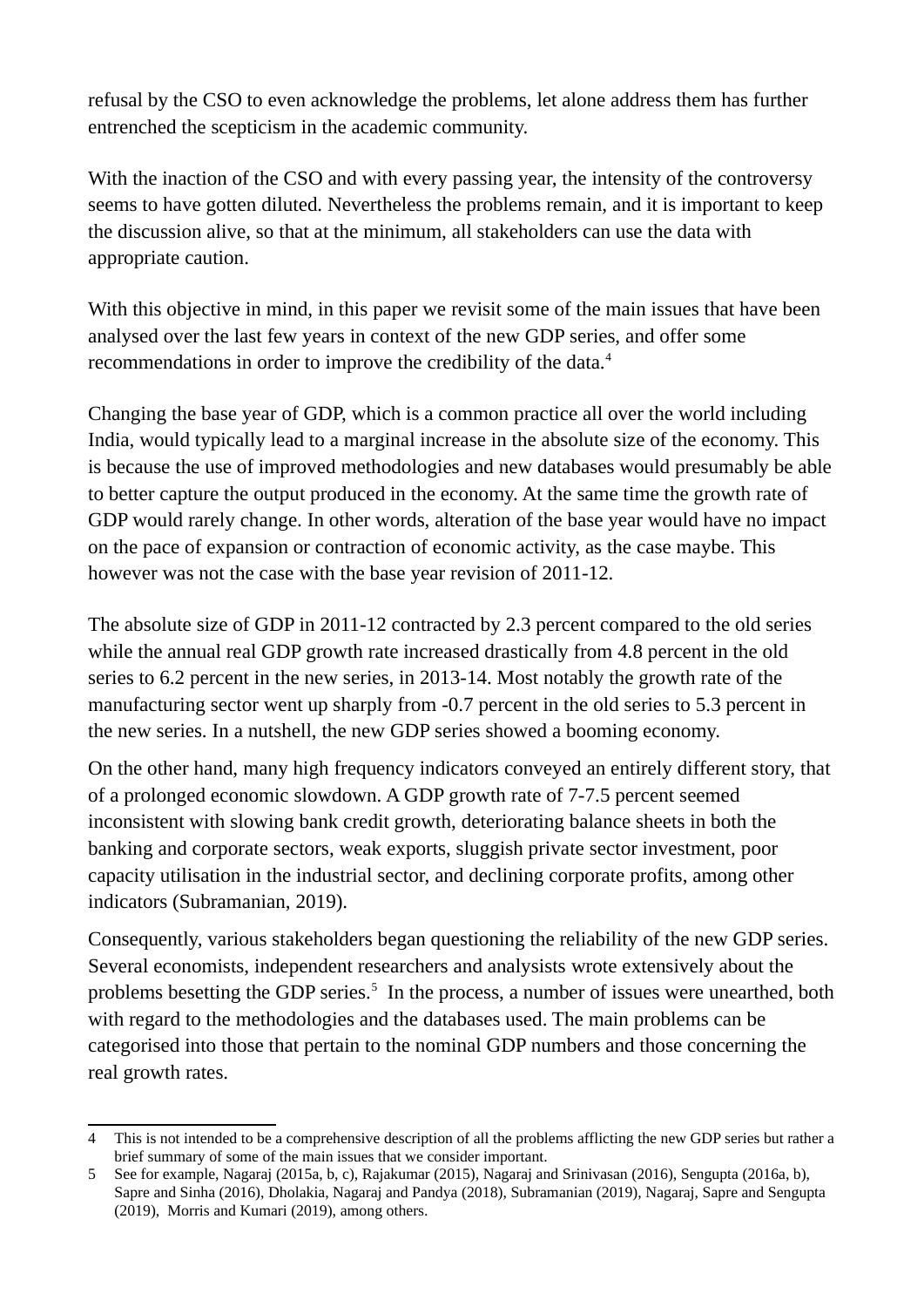refusal by the CSO to even acknowledge the problems, let alone address them has further entrenched the scepticism in the academic community.

With the inaction of the CSO and with every passing year, the intensity of the controversy seems to have gotten diluted. Nevertheless the problems remain, and it is important to keep the discussion alive, so that at the minimum, all stakeholders can use the data with appropriate caution.

With this objective in mind, in this paper we revisit some of the main issues that have been analysed over the last few years in context of the new GDP series, and offer some recommendations in order to improve the credibility of the data.[4]

Changing the base year of GDP, which is a common practice all over the world including India, would typically lead to a marginal increase in the absolute size of the economy. This is because the use of improved methodologies and new databases would presumably be able to better capture the output produced in the economy. At the same time the growth rate of GDP would rarely change. In other words, alteration of the base year would have no impact on the pace of expansion or contraction of economic activity, as the case maybe. This however was not the case with the base year revision of 2011-12.

The absolute size of GDP in 2011-12 contracted by 2.3 percent compared to the old series while the annual real GDP growth rate increased drastically from 4.8 percent in the old series to 6.2 percent in the new series, in 2013-14. Most notably the growth rate of the manufacturing sector went up sharply from -0.7 percent in the old series to 5.3 percent in the new series. In a nutshell, the new GDP series showed a booming economy.

On the other hand, many high frequency indicators conveyed an entirely different story, that of a prolonged economic slowdown. A GDP growth rate of 7-7.5 percent seemed inconsistent with slowing bank credit growth, deteriorating balance sheets in both the banking and corporate sectors, weak exports, sluggish private sector investment, poor capacity utilisation in the industrial sector, and declining corporate profits, among other indicators (Subramanian, 2019).

Consequently, various stakeholders began questioning the reliability of the new GDP series. Several economists, independent researchers and analysists wrote extensively about the problems besetting the GDP series.[5] In the process, a number of issues were unearthed, both with regard to the methodologies and the databases used. The main problems can be categorised into those that pertain to the nominal GDP numbers and those concerning the real growth rates.

---

4 This is not intended to be a comprehensive description of all the problems afflicting the new GDP series but rather a brief summary of some of the main issues that we consider important.

5 See for example, Nagaraj (2015a, b, c), Rajakumar (2015), Nagaraj and Srinivasan (2016), Sengupta (2016a, b), Sapre and Sinha (2016), Dholakia, Nagaraj and Pandya (2018), Subramanian (2019), Nagaraj, Sapre and Sengupta (2019), Morris and Kumari (2019), among others.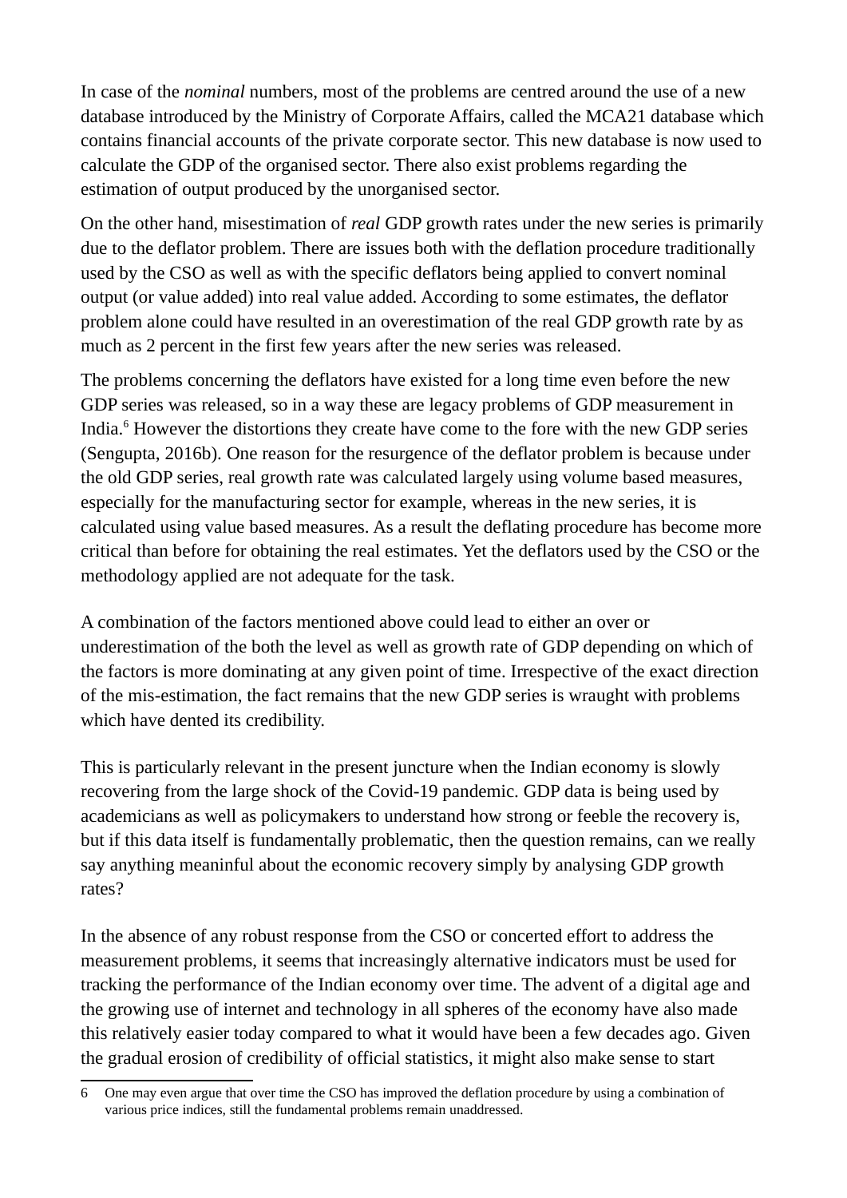In case of the *nominal* numbers, most of the problems are centred around the use of a new database introduced by the Ministry of Corporate Affairs, called the MCA21 database which contains financial accounts of the private corporate sector. This new database is now used to calculate the GDP of the organised sector. There also exist problems regarding the estimation of output produced by the unorganised sector.

On the other hand, misestimation of *real* GDP growth rates under the new series is primarily due to the deflator problem. There are issues both with the deflation procedure traditionally used by the CSO as well as with the specific deflators being applied to convert nominal output (or value added) into real value added. According to some estimates, the deflator problem alone could have resulted in an overestimation of the real GDP growth rate by as much as 2 percent in the first few years after the new series was released.

The problems concerning the deflators have existed for a long time even before the new GDP series was released, so in a way these are legacy problems of GDP measurement in India.[6] However the distortions they create have come to the fore with the new GDP series (Sengupta, 2016b). One reason for the resurgence of the deflator problem is because under the old GDP series, real growth rate was calculated largely using volume based measures, especially for the manufacturing sector for example, whereas in the new series, it is calculated using value based measures. As a result the deflating procedure has become more critical than before for obtaining the real estimates. Yet the deflators used by the CSO or the methodology applied are not adequate for the task.

A combination of the factors mentioned above could lead to either an over or underestimation of the both the level as well as growth rate of GDP depending on which of the factors is more dominating at any given point of time. Irrespective of the exact direction of the mis-estimation, the fact remains that the new GDP series is wraught with problems which have dented its credibility.

This is particularly relevant in the present juncture when the Indian economy is slowly recovering from the large shock of the Covid-19 pandemic. GDP data is being used by academicians as well as policymakers to understand how strong or feeble the recovery is, but if this data itself is fundamentally problematic, then the question remains, can we really say anything meaninful about the economic recovery simply by analysing GDP growth rates?

In the absence of any robust response from the CSO or concerted effort to address the measurement problems, it seems that increasingly alternative indicators must be used for tracking the performance of the Indian economy over time. The advent of a digital age and the growing use of internet and technology in all spheres of the economy have also made this relatively easier today compared to what it would have been a few decades ago. Given the gradual erosion of credibility of official statistics, it might also make sense to start

---

6 One may even argue that over time the CSO has improved the deflation procedure by using a combination of various price indices, still the fundamental problems remain unaddressed.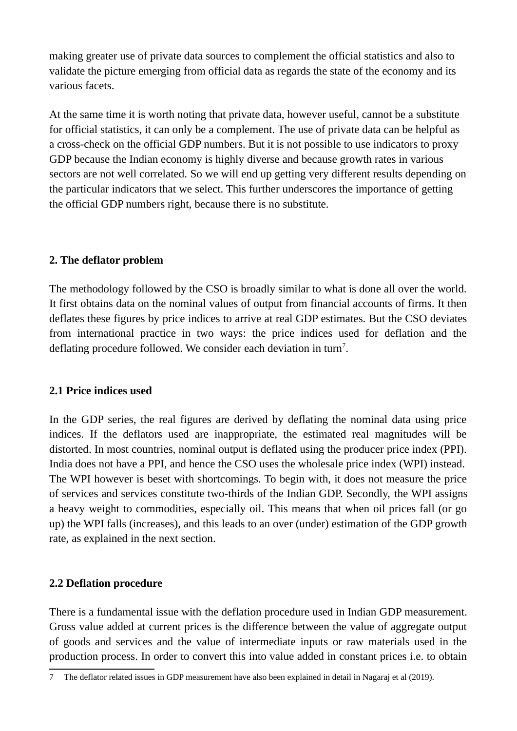making greater use of private data sources to complement the official statistics and also to validate the picture emerging from official data as regards the state of the economy and its various facets.

At the same time it is worth noting that private data, however useful, cannot be a substitute for official statistics, it can only be a complement. The use of private data can be helpful as a cross-check on the official GDP numbers. But it is not possible to use indicators to proxy GDP because the Indian economy is highly diverse and because growth rates in various sectors are not well correlated. So we will end up getting very different results depending on the particular indicators that we select. This further underscores the importance of getting the official GDP numbers right, because there is no substitute.

## 2. The deflator problem

The methodology followed by the CSO is broadly similar to what is done all over the world. It first obtains data on the nominal values of output from financial accounts of firms. It then deflates these figures by price indices to arrive at real GDP estimates. But the CSO deviates from international practice in two ways: the price indices used for deflation and the deflating procedure followed. We consider each deviation in turn[7].

### 2.1 Price indices used

In the GDP series, the real figures are derived by deflating the nominal data using price indices. If the deflators used are inappropriate, the estimated real magnitudes will be distorted. In most countries, nominal output is deflated using the producer price index (PPI). India does not have a PPI, and hence the CSO uses the wholesale price index (WPI) instead. The WPI however is beset with shortcomings. To begin with, it does not measure the price of services and services constitute two-thirds of the Indian GDP. Secondly, the WPI assigns a heavy weight to commodities, especially oil. This means that when oil prices fall (or go up) the WPI falls (increases), and this leads to an over (under) estimation of the GDP growth rate, as explained in the next section.

### 2.2 Deflation procedure

There is a fundamental issue with the deflation procedure used in Indian GDP measurement. Gross value added at current prices is the difference between the value of aggregate output of goods and services and the value of intermediate inputs or raw materials used in the production process. In order to convert this into value added in constant prices i.e. to obtain

7 The deflator related issues in GDP measurement have also been explained in detail in Nagaraj et al (2019).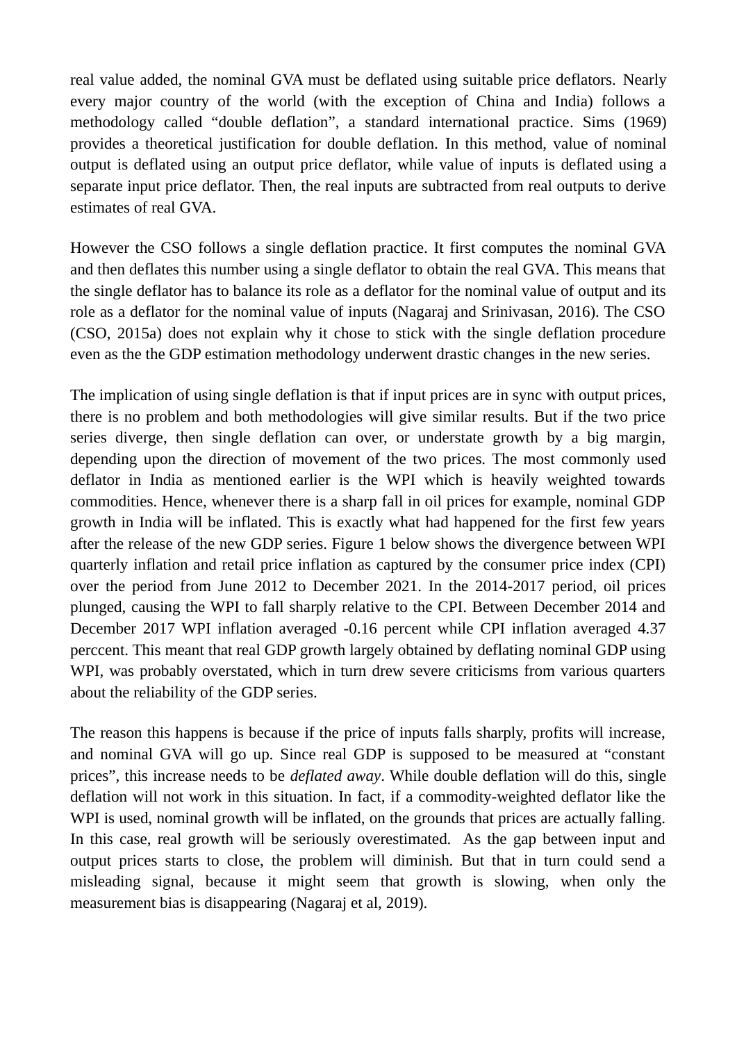real value added, the nominal GVA must be deflated using suitable price deflators. Nearly every major country of the world (with the exception of China and India) follows a methodology called "double deflation", a standard international practice. Sims (1969) provides a theoretical justification for double deflation. In this method, value of nominal output is deflated using an output price deflator, while value of inputs is deflated using a separate input price deflator. Then, the real inputs are subtracted from real outputs to derive estimates of real GVA.

However the CSO follows a single deflation practice. It first computes the nominal GVA and then deflates this number using a single deflator to obtain the real GVA. This means that the single deflator has to balance its role as a deflator for the nominal value of output and its role as a deflator for the nominal value of inputs (Nagaraj and Srinivasan, 2016). The CSO (CSO, 2015a) does not explain why it chose to stick with the single deflation procedure even as the the GDP estimation methodology underwent drastic changes in the new series.

The implication of using single deflation is that if input prices are in sync with output prices, there is no problem and both methodologies will give similar results. But if the two price series diverge, then single deflation can over, or understate growth by a big margin, depending upon the direction of movement of the two prices. The most commonly used deflator in India as mentioned earlier is the WPI which is heavily weighted towards commodities. Hence, whenever there is a sharp fall in oil prices for example, nominal GDP growth in India will be inflated. This is exactly what had happened for the first few years after the release of the new GDP series. Figure 1 below shows the divergence between WPI quarterly inflation and retail price inflation as captured by the consumer price index (CPI) over the period from June 2012 to December 2021. In the 2014-2017 period, oil prices plunged, causing the WPI to fall sharply relative to the CPI. Between December 2014 and December 2017 WPI inflation averaged -0.16 percent while CPI inflation averaged 4.37 perccent. This meant that real GDP growth largely obtained by deflating nominal GDP using WPI, was probably overstated, which in turn drew severe criticisms from various quarters about the reliability of the GDP series.

The reason this happens is because if the price of inputs falls sharply, profits will increase, and nominal GVA will go up. Since real GDP is supposed to be measured at "constant prices", this increase needs to be *deflated away*. While double deflation will do this, single deflation will not work in this situation. In fact, if a commodity-weighted deflator like the WPI is used, nominal growth will be inflated, on the grounds that prices are actually falling. In this case, real growth will be seriously overestimated. As the gap between input and output prices starts to close, the problem will diminish. But that in turn could send a misleading signal, because it might seem that growth is slowing, when only the measurement bias is disappearing (Nagaraj et al, 2019).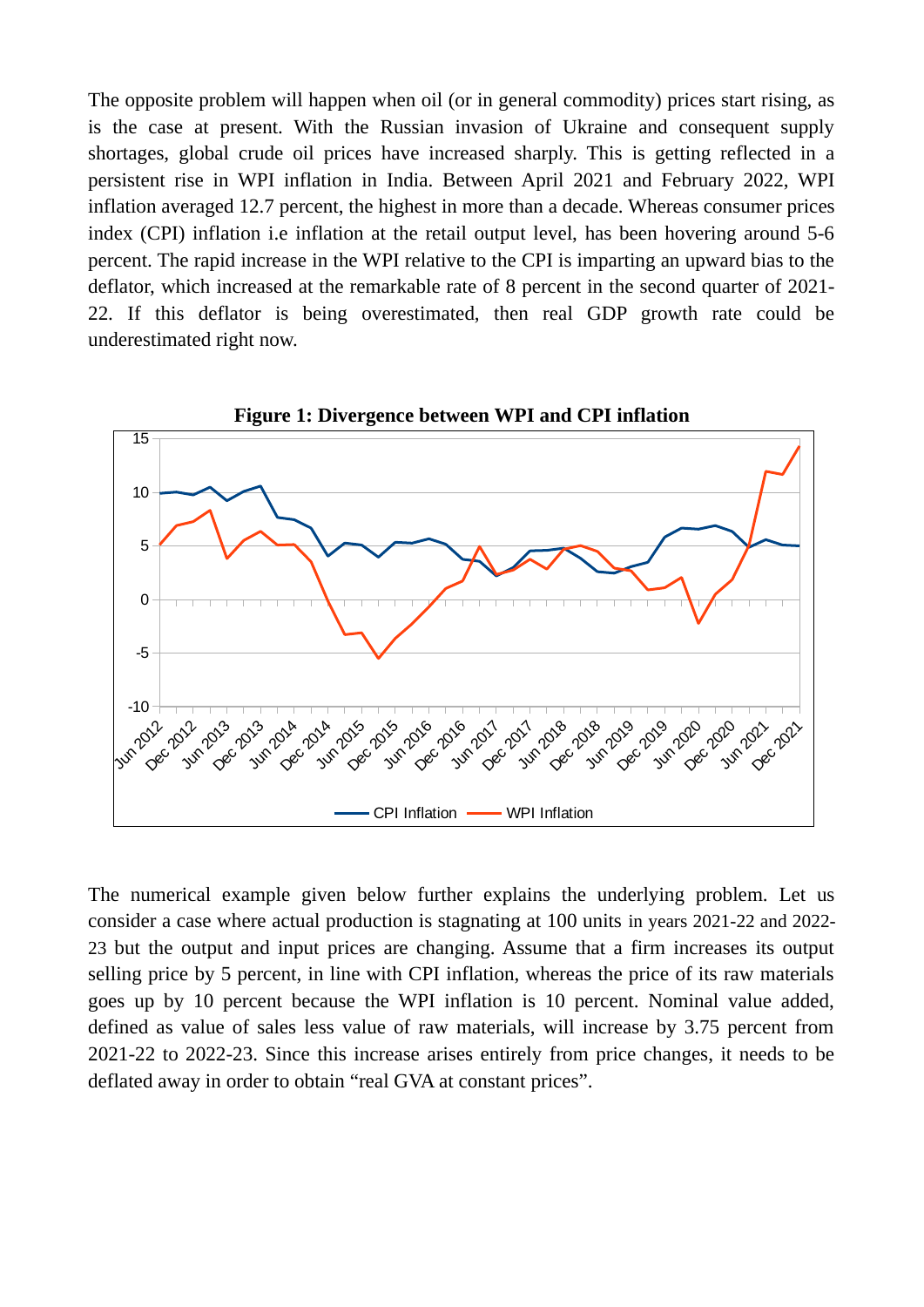The opposite problem will happen when oil (or in general commodity) prices start rising, as is the case at present. With the Russian invasion of Ukraine and consequent supply shortages, global crude oil prices have increased sharply. This is getting reflected in a persistent rise in WPI inflation in India. Between April 2021 and February 2022, WPI inflation averaged 12.7 percent, the highest in more than a decade. Whereas consumer prices index (CPI) inflation i.e inflation at the retail output level, has been hovering around 5-6 percent. The rapid increase in the WPI relative to the CPI is imparting an upward bias to the deflator, which increased at the remarkable rate of 8 percent in the second quarter of 2021-22. If this deflator is being overestimated, then real GDP growth rate could be underestimated right now.

**Figure 1: Divergence between WPI and CPI inflation**

The numerical example given below further explains the underlying problem. Let us consider a case where actual production is stagnating at 100 units in years 2021-22 and 2022-23 but the output and input prices are changing. Assume that a firm increases its output selling price by 5 percent, in line with CPI inflation, whereas the price of its raw materials goes up by 10 percent because the WPI inflation is 10 percent. Nominal value added, defined as value of sales less value of raw materials, will increase by 3.75 percent from 2021-22 to 2022-23. Since this increase arises entirely from price changes, it needs to be deflated away in order to obtain "real GVA at constant prices".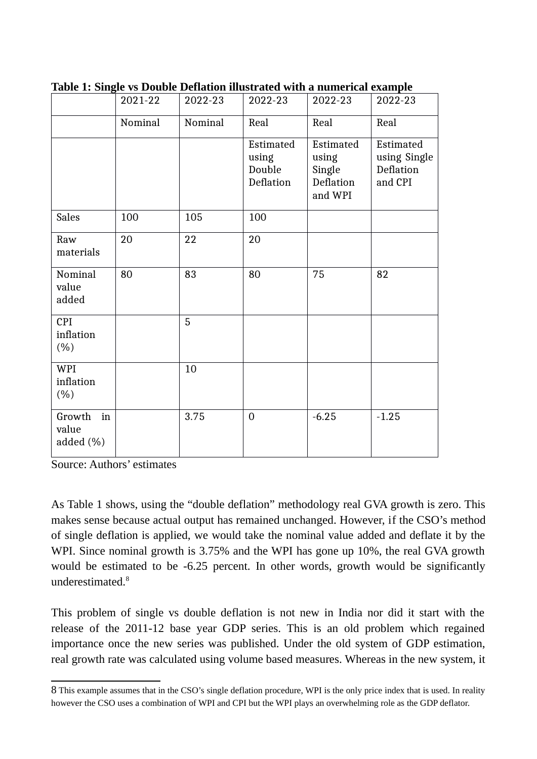**Table 1: Single vs Double Deflation illustrated with a numerical example**

| | 2021-22 | 2022-23 | 2022-23 | 2022-23 | 2022-23 |
|---|---|---|---|---|---|
| | Nominal | Nominal | Real | Real | Real |
| | | | Estimated using Double Deflation | Estimated using Single Deflation and WPI | Estimated using Single Deflation and CPI |
| Sales | 100 | 105 | 100 | | |
| Raw materials | 20 | 22 | 20 | | |
| Nominal value added | 80 | 83 | 80 | 75 | 82 |
| CPI inflation (%) | | 5 | | | |
| WPI inflation (%) | | 10 | | | |
| Growth in value added (%) | | 3.75 | 0 | -6.25 | -1.25 |

Source: Authors' estimates

As Table 1 shows, using the "double deflation" methodology real GVA growth is zero. This makes sense because actual output has remained unchanged. However, if the CSO's method of single deflation is applied, we would take the nominal value added and deflate it by the WPI. Since nominal growth is 3.75% and the WPI has gone up 10%, the real GVA growth would be estimated to be -6.25 percent. In other words, growth would be significantly underestimated.[8]

This problem of single vs double deflation is not new in India nor did it start with the release of the 2011-12 base year GDP series. This is an old problem which regained importance once the new series was published. Under the old system of GDP estimation, real growth rate was calculated using volume based measures. Whereas in the new system, it

---

8 This example assumes that in the CSO's single deflation procedure, WPI is the only price index that is used. In reality however the CSO uses a combination of WPI and CPI but the WPI plays an overwhelming role as the GDP deflator.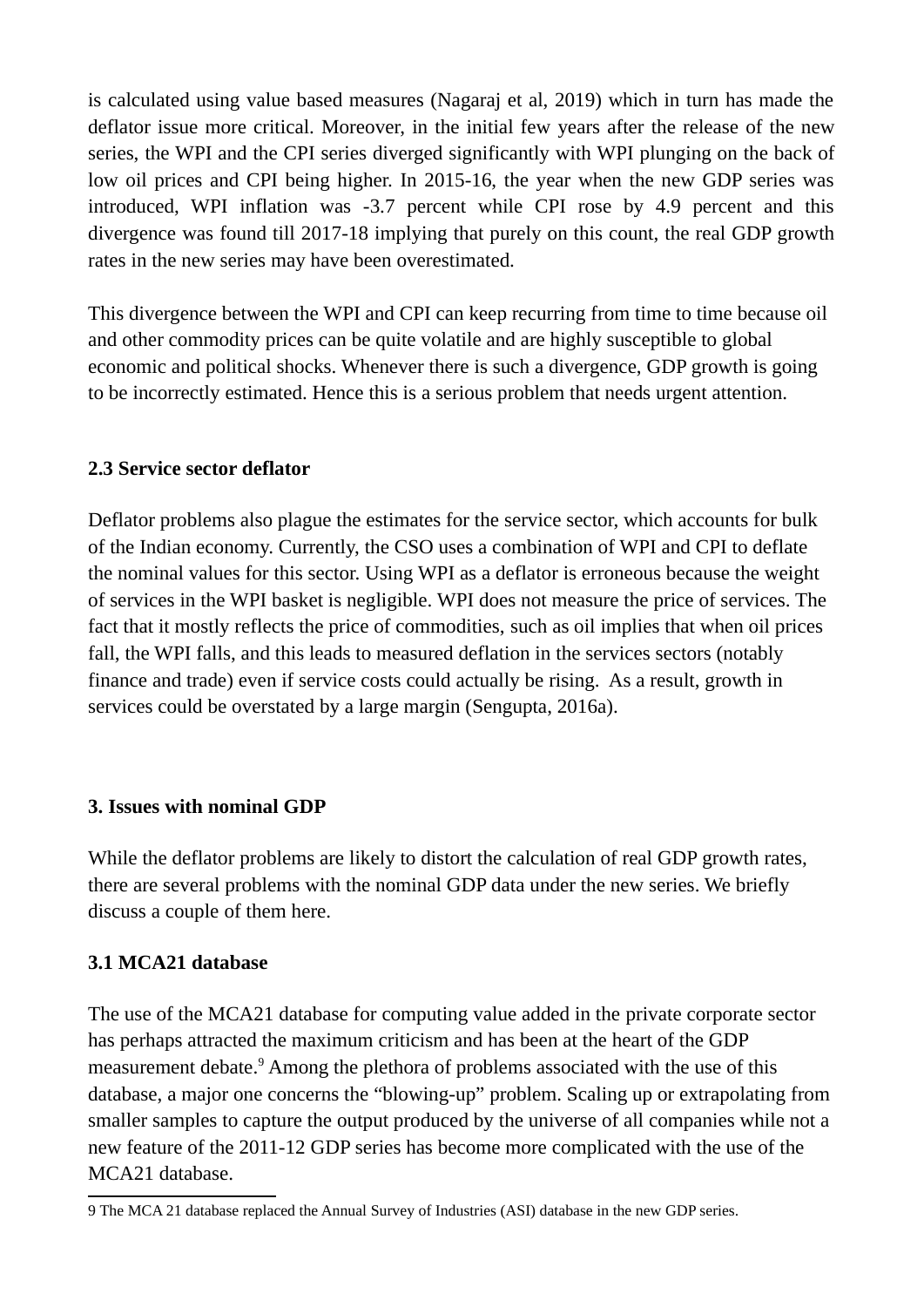is calculated using value based measures (Nagaraj et al, 2019) which in turn has made the deflator issue more critical. Moreover, in the initial few years after the release of the new series, the WPI and the CPI series diverged significantly with WPI plunging on the back of low oil prices and CPI being higher. In 2015-16, the year when the new GDP series was introduced, WPI inflation was -3.7 percent while CPI rose by 4.9 percent and this divergence was found till 2017-18 implying that purely on this count, the real GDP growth rates in the new series may have been overestimated.

This divergence between the WPI and CPI can keep recurring from time to time because oil and other commodity prices can be quite volatile and are highly susceptible to global economic and political shocks. Whenever there is such a divergence, GDP growth is going to be incorrectly estimated. Hence this is a serious problem that needs urgent attention.

### 2.3 Service sector deflator

Deflator problems also plague the estimates for the service sector, which accounts for bulk of the Indian economy. Currently, the CSO uses a combination of WPI and CPI to deflate the nominal values for this sector. Using WPI as a deflator is erroneous because the weight of services in the WPI basket is negligible. WPI does not measure the price of services. The fact that it mostly reflects the price of commodities, such as oil implies that when oil prices fall, the WPI falls, and this leads to measured deflation in the services sectors (notably finance and trade) even if service costs could actually be rising. As a result, growth in services could be overstated by a large margin (Sengupta, 2016a).

## 3. Issues with nominal GDP

While the deflator problems are likely to distort the calculation of real GDP growth rates, there are several problems with the nominal GDP data under the new series. We briefly discuss a couple of them here.

### 3.1 MCA21 database

The use of the MCA21 database for computing value added in the private corporate sector has perhaps attracted the maximum criticism and has been at the heart of the GDP measurement debate.[9] Among the plethora of problems associated with the use of this database, a major one concerns the "blowing-up" problem. Scaling up or extrapolating from smaller samples to capture the output produced by the universe of all companies while not a new feature of the 2011-12 GDP series has become more complicated with the use of the MCA21 database.

---

9 The MCA 21 database replaced the Annual Survey of Industries (ASI) database in the new GDP series.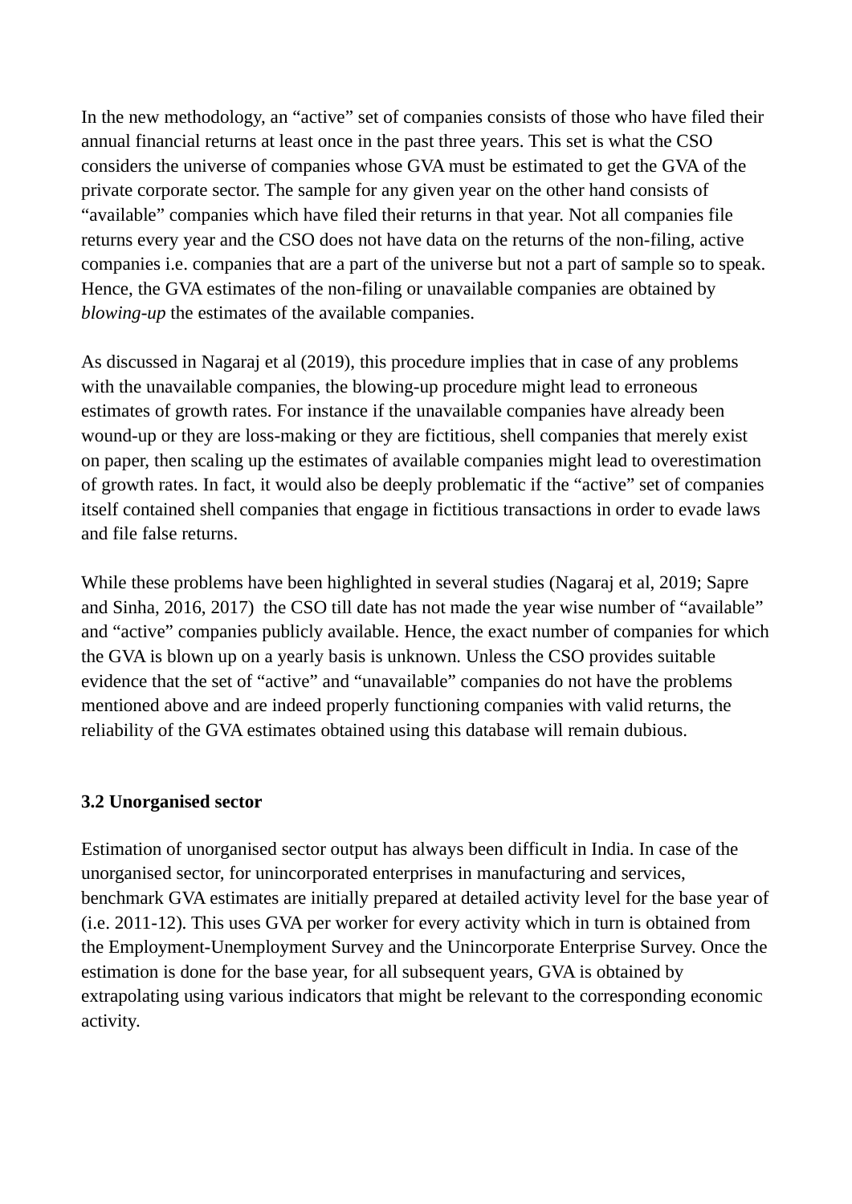In the new methodology, an “active” set of companies consists of those who have filed their annual financial returns at least once in the past three years. This set is what the CSO considers the universe of companies whose GVA must be estimated to get the GVA of the private corporate sector. The sample for any given year on the other hand consists of “available” companies which have filed their returns in that year. Not all companies file returns every year and the CSO does not have data on the returns of the non-filing, active companies i.e. companies that are a part of the universe but not a part of sample so to speak. Hence, the GVA estimates of the non-filing or unavailable companies are obtained by *blowing-up* the estimates of the available companies.

As discussed in Nagaraj et al (2019), this procedure implies that in case of any problems with the unavailable companies, the blowing-up procedure might lead to erroneous estimates of growth rates. For instance if the unavailable companies have already been wound-up or they are loss-making or they are fictitious, shell companies that merely exist on paper, then scaling up the estimates of available companies might lead to overestimation of growth rates. In fact, it would also be deeply problematic if the “active” set of companies itself contained shell companies that engage in fictitious transactions in order to evade laws and file false returns.

While these problems have been highlighted in several studies (Nagaraj et al, 2019; Sapre and Sinha, 2016, 2017) the CSO till date has not made the year wise number of “available” and “active” companies publicly available. Hence, the exact number of companies for which the GVA is blown up on a yearly basis is unknown. Unless the CSO provides suitable evidence that the set of “active” and “unavailable” companies do not have the problems mentioned above and are indeed properly functioning companies with valid returns, the reliability of the GVA estimates obtained using this database will remain dubious.

### 3.2 Unorganised sector

Estimation of unorganised sector output has always been difficult in India. In case of the unorganised sector, for unincorporated enterprises in manufacturing and services, benchmark GVA estimates are initially prepared at detailed activity level for the base year of (i.e. 2011-12). This uses GVA per worker for every activity which in turn is obtained from the Employment-Unemployment Survey and the Unincorporate Enterprise Survey. Once the estimation is done for the base year, for all subsequent years, GVA is obtained by extrapolating using various indicators that might be relevant to the corresponding economic activity.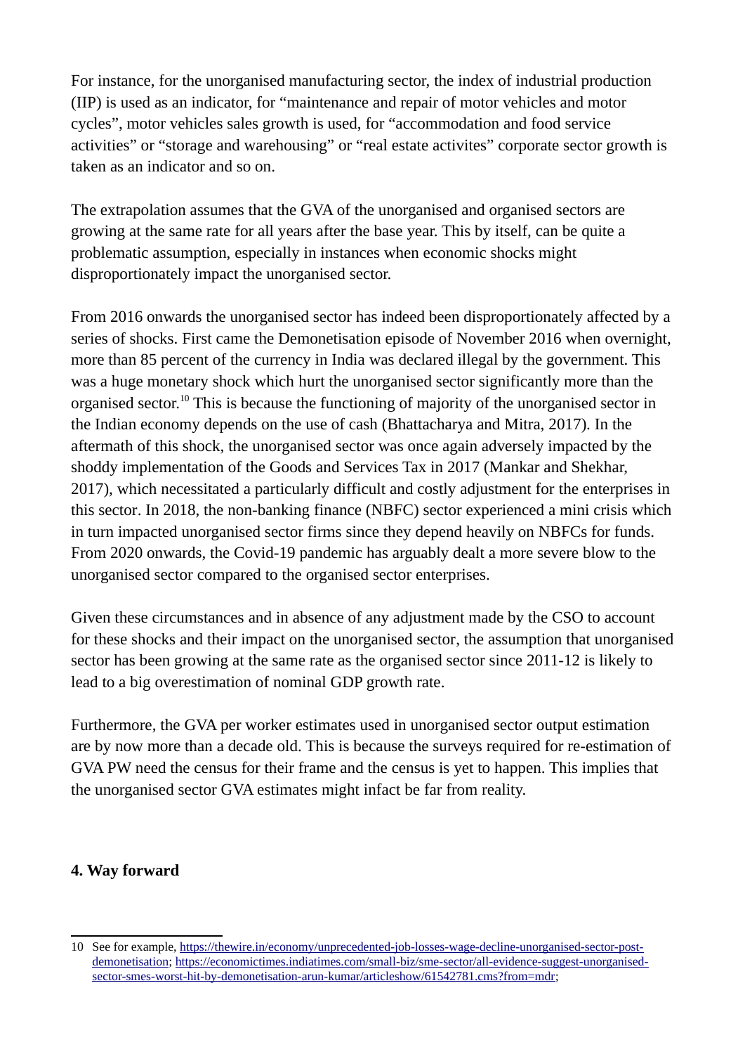For instance, for the unorganised manufacturing sector, the index of industrial production (IIP) is used as an indicator, for "maintenance and repair of motor vehicles and motor cycles", motor vehicles sales growth is used, for "accommodation and food service activities" or "storage and warehousing" or "real estate activites" corporate sector growth is taken as an indicator and so on.

The extrapolation assumes that the GVA of the unorganised and organised sectors are growing at the same rate for all years after the base year. This by itself, can be quite a problematic assumption, especially in instances when economic shocks might disproportionately impact the unorganised sector.

From 2016 onwards the unorganised sector has indeed been disproportionately affected by a series of shocks. First came the Demonetisation episode of November 2016 when overnight, more than 85 percent of the currency in India was declared illegal by the government. This was a huge monetary shock which hurt the unorganised sector significantly more than the organised sector.[10] This is because the functioning of majority of the unorganised sector in the Indian economy depends on the use of cash (Bhattacharya and Mitra, 2017). In the aftermath of this shock, the unorganised sector was once again adversely impacted by the shoddy implementation of the Goods and Services Tax in 2017 (Mankar and Shekhar, 2017), which necessitated a particularly difficult and costly adjustment for the enterprises in this sector. In 2018, the non-banking finance (NBFC) sector experienced a mini crisis which in turn impacted unorganised sector firms since they depend heavily on NBFCs for funds. From 2020 onwards, the Covid-19 pandemic has arguably dealt a more severe blow to the unorganised sector compared to the organised sector enterprises.

Given these circumstances and in absence of any adjustment made by the CSO to account for these shocks and their impact on the unorganised sector, the assumption that unorganised sector has been growing at the same rate as the organised sector since 2011-12 is likely to lead to a big overestimation of nominal GDP growth rate.

Furthermore, the GVA per worker estimates used in unorganised sector output estimation are by now more than a decade old. This is because the surveys required for re-estimation of GVA PW need the census for their frame and the census is yet to happen. This implies that the unorganised sector GVA estimates might infact be far from reality.

## 4. Way forward

10 See for example, https://thewire.in/economy/unprecedented-job-losses-wage-decline-unorganised-sector-post-demonetisation; https://economictimes.indiatimes.com/small-biz/sme-sector/all-evidence-suggest-unorganised-sector-smes-worst-hit-by-demonetisation-arun-kumar/articleshow/61542781.cms?from=mdr;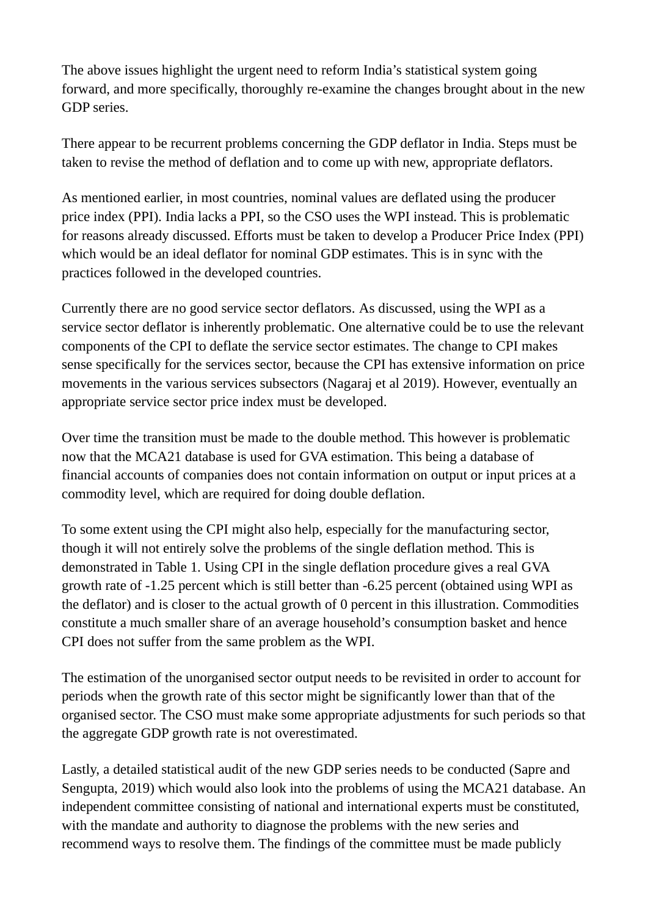The above issues highlight the urgent need to reform India's statistical system going forward, and more specifically, thoroughly re-examine the changes brought about in the new GDP series.

There appear to be recurrent problems concerning the GDP deflator in India. Steps must be taken to revise the method of deflation and to come up with new, appropriate deflators.

As mentioned earlier, in most countries, nominal values are deflated using the producer price index (PPI). India lacks a PPI, so the CSO uses the WPI instead. This is problematic for reasons already discussed. Efforts must be taken to develop a Producer Price Index (PPI) which would be an ideal deflator for nominal GDP estimates. This is in sync with the practices followed in the developed countries.

Currently there are no good service sector deflators. As discussed, using the WPI as a service sector deflator is inherently problematic. One alternative could be to use the relevant components of the CPI to deflate the service sector estimates. The change to CPI makes sense specifically for the services sector, because the CPI has extensive information on price movements in the various services subsectors (Nagaraj et al 2019). However, eventually an appropriate service sector price index must be developed.

Over time the transition must be made to the double method. This however is problematic now that the MCA21 database is used for GVA estimation. This being a database of financial accounts of companies does not contain information on output or input prices at a commodity level, which are required for doing double deflation.

To some extent using the CPI might also help, especially for the manufacturing sector, though it will not entirely solve the problems of the single deflation method. This is demonstrated in Table 1. Using CPI in the single deflation procedure gives a real GVA growth rate of -1.25 percent which is still better than -6.25 percent (obtained using WPI as the deflator) and is closer to the actual growth of 0 percent in this illustration. Commodities constitute a much smaller share of an average household's consumption basket and hence CPI does not suffer from the same problem as the WPI.

The estimation of the unorganised sector output needs to be revisited in order to account for periods when the growth rate of this sector might be significantly lower than that of the organised sector. The CSO must make some appropriate adjustments for such periods so that the aggregate GDP growth rate is not overestimated.

Lastly, a detailed statistical audit of the new GDP series needs to be conducted (Sapre and Sengupta, 2019) which would also look into the problems of using the MCA21 database. An independent committee consisting of national and international experts must be constituted, with the mandate and authority to diagnose the problems with the new series and recommend ways to resolve them. The findings of the committee must be made publicly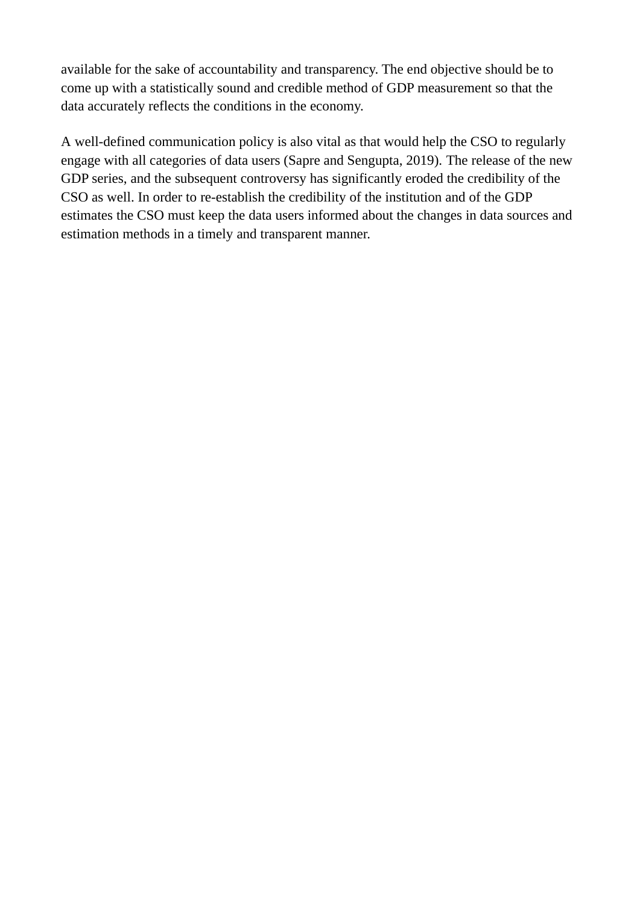available for the sake of accountability and transparency. The end objective should be to come up with a statistically sound and credible method of GDP measurement so that the data accurately reflects the conditions in the economy.

A well-defined communication policy is also vital as that would help the CSO to regularly engage with all categories of data users (Sapre and Sengupta, 2019). The release of the new GDP series, and the subsequent controversy has significantly eroded the credibility of the CSO as well. In order to re-establish the credibility of the institution and of the GDP estimates the CSO must keep the data users informed about the changes in data sources and estimation methods in a timely and transparent manner.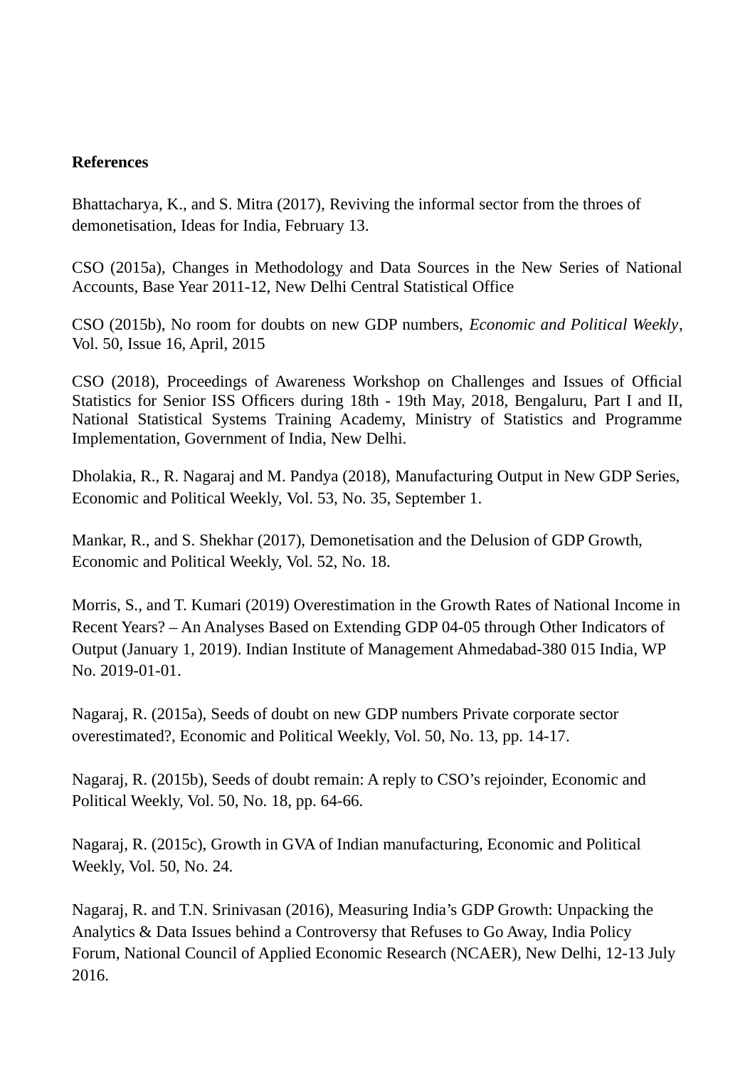**References**

Bhattacharya, K., and S. Mitra (2017), Reviving the informal sector from the throes of demonetisation, Ideas for India, February 13.

CSO (2015a), Changes in Methodology and Data Sources in the New Series of National Accounts, Base Year 2011-12, New Delhi Central Statistical Office

CSO (2015b), No room for doubts on new GDP numbers, *Economic and Political Weekly*, Vol. 50, Issue 16, April, 2015

CSO (2018), Proceedings of Awareness Workshop on Challenges and Issues of Official Statistics for Senior ISS Officers during 18th - 19th May, 2018, Bengaluru, Part I and II, National Statistical Systems Training Academy, Ministry of Statistics and Programme Implementation, Government of India, New Delhi.

Dholakia, R., R. Nagaraj and M. Pandya (2018), Manufacturing Output in New GDP Series, Economic and Political Weekly, Vol. 53, No. 35, September 1.

Mankar, R., and S. Shekhar (2017), Demonetisation and the Delusion of GDP Growth, Economic and Political Weekly, Vol. 52, No. 18.

Morris, S., and T. Kumari (2019) Overestimation in the Growth Rates of National Income in Recent Years? – An Analyses Based on Extending GDP 04-05 through Other Indicators of Output (January 1, 2019). Indian Institute of Management Ahmedabad-380 015 India, WP No. 2019-01-01.

Nagaraj, R. (2015a), Seeds of doubt on new GDP numbers Private corporate sector overestimated?, Economic and Political Weekly, Vol. 50, No. 13, pp. 14-17.

Nagaraj, R. (2015b), Seeds of doubt remain: A reply to CSO's rejoinder, Economic and Political Weekly, Vol. 50, No. 18, pp. 64-66.

Nagaraj, R. (2015c), Growth in GVA of Indian manufacturing, Economic and Political Weekly, Vol. 50, No. 24.

Nagaraj, R. and T.N. Srinivasan (2016), Measuring India's GDP Growth: Unpacking the Analytics & Data Issues behind a Controversy that Refuses to Go Away, India Policy Forum, National Council of Applied Economic Research (NCAER), New Delhi, 12-13 July 2016.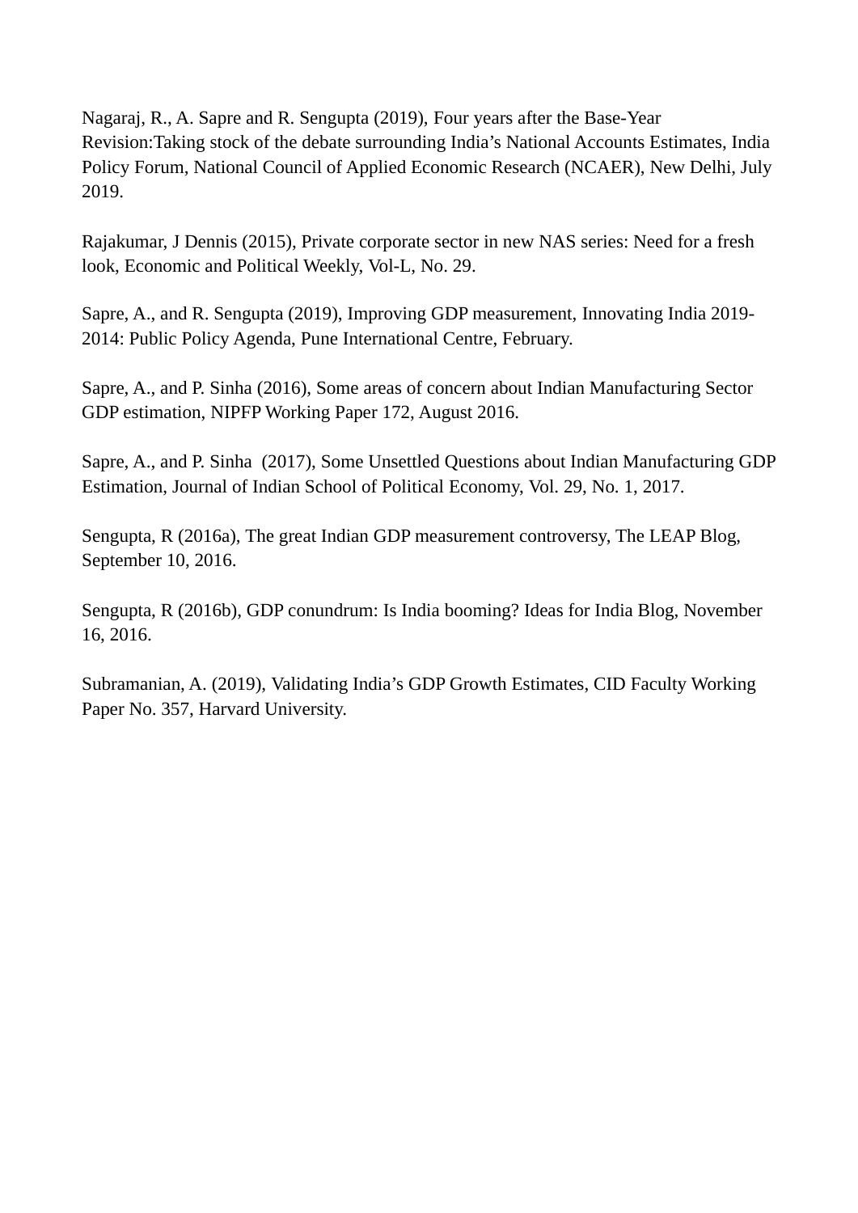Nagaraj, R., A. Sapre and R. Sengupta (2019), Four years after the Base-Year Revision:Taking stock of the debate surrounding India's National Accounts Estimates, India Policy Forum, National Council of Applied Economic Research (NCAER), New Delhi, July 2019.

Rajakumar, J Dennis (2015), Private corporate sector in new NAS series: Need for a fresh look, Economic and Political Weekly, Vol-L, No. 29.

Sapre, A., and R. Sengupta (2019), Improving GDP measurement, Innovating India 2019-2014: Public Policy Agenda, Pune International Centre, February.

Sapre, A., and P. Sinha (2016), Some areas of concern about Indian Manufacturing Sector GDP estimation, NIPFP Working Paper 172, August 2016.

Sapre, A., and P. Sinha (2017), Some Unsettled Questions about Indian Manufacturing GDP Estimation, Journal of Indian School of Political Economy, Vol. 29, No. 1, 2017.

Sengupta, R (2016a), The great Indian GDP measurement controversy, The LEAP Blog, September 10, 2016.

Sengupta, R (2016b), GDP conundrum: Is India booming? Ideas for India Blog, November 16, 2016.

Subramanian, A. (2019), Validating India's GDP Growth Estimates, CID Faculty Working Paper No. 357, Harvard University.